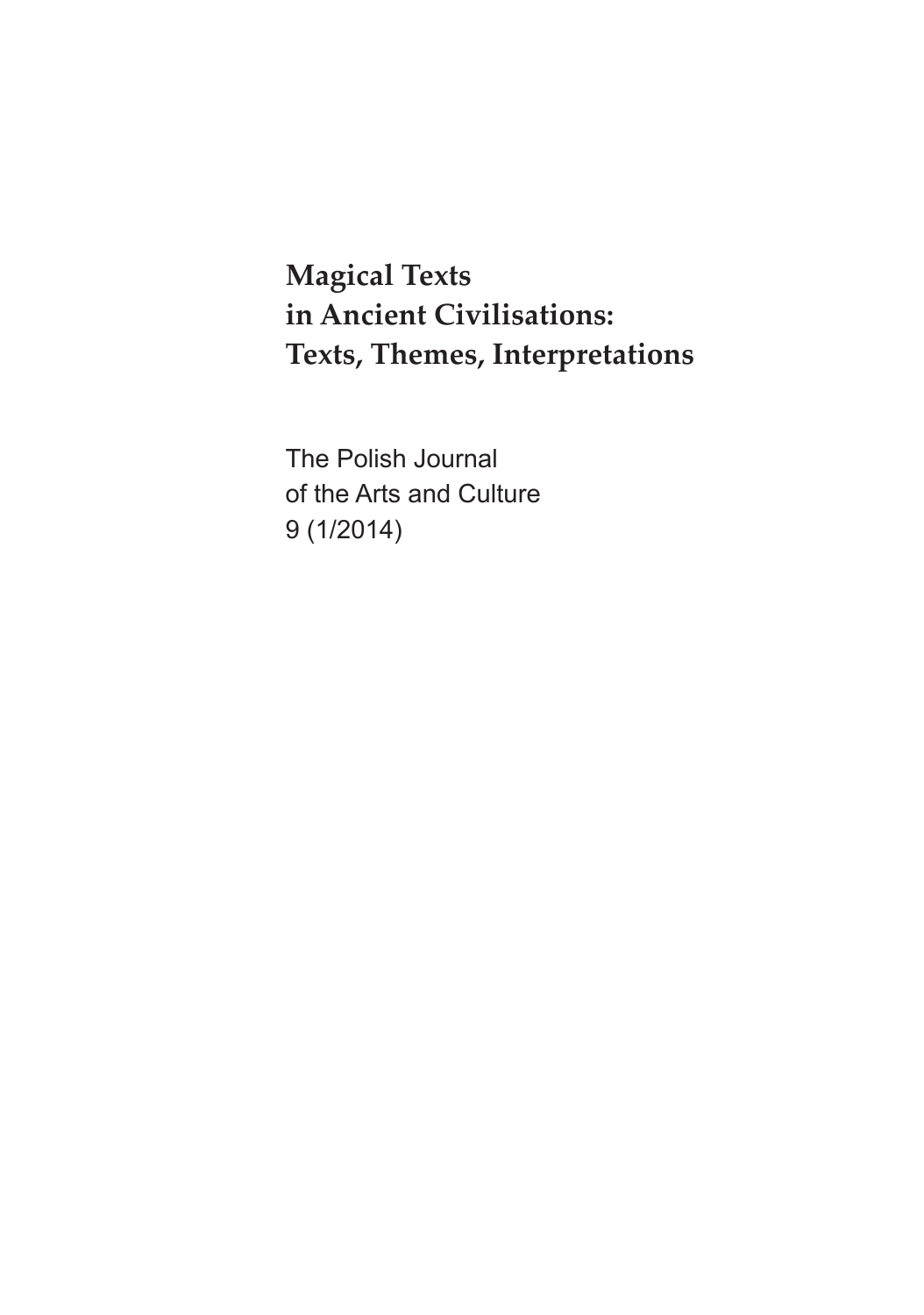# Magical Texts in Ancient Civilisations: Texts, Themes, Interpretations

The Polish Journal
of the Arts and Culture
9 (1/2014)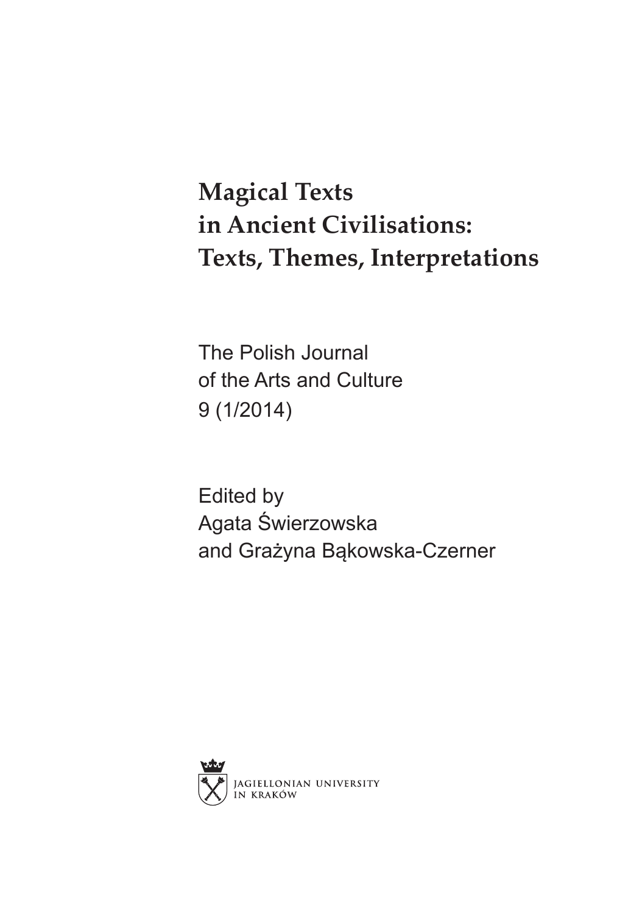# Magical Texts in Ancient Civilisations: Texts, Themes, Interpretations

The Polish Journal
of the Arts and Culture
9 (1/2014)

Edited by
Agata Świerzowska
and Grażyna Bąkowska-Czerner

JAGIELLONIAN UNIVERSITY
IN KRAKÓW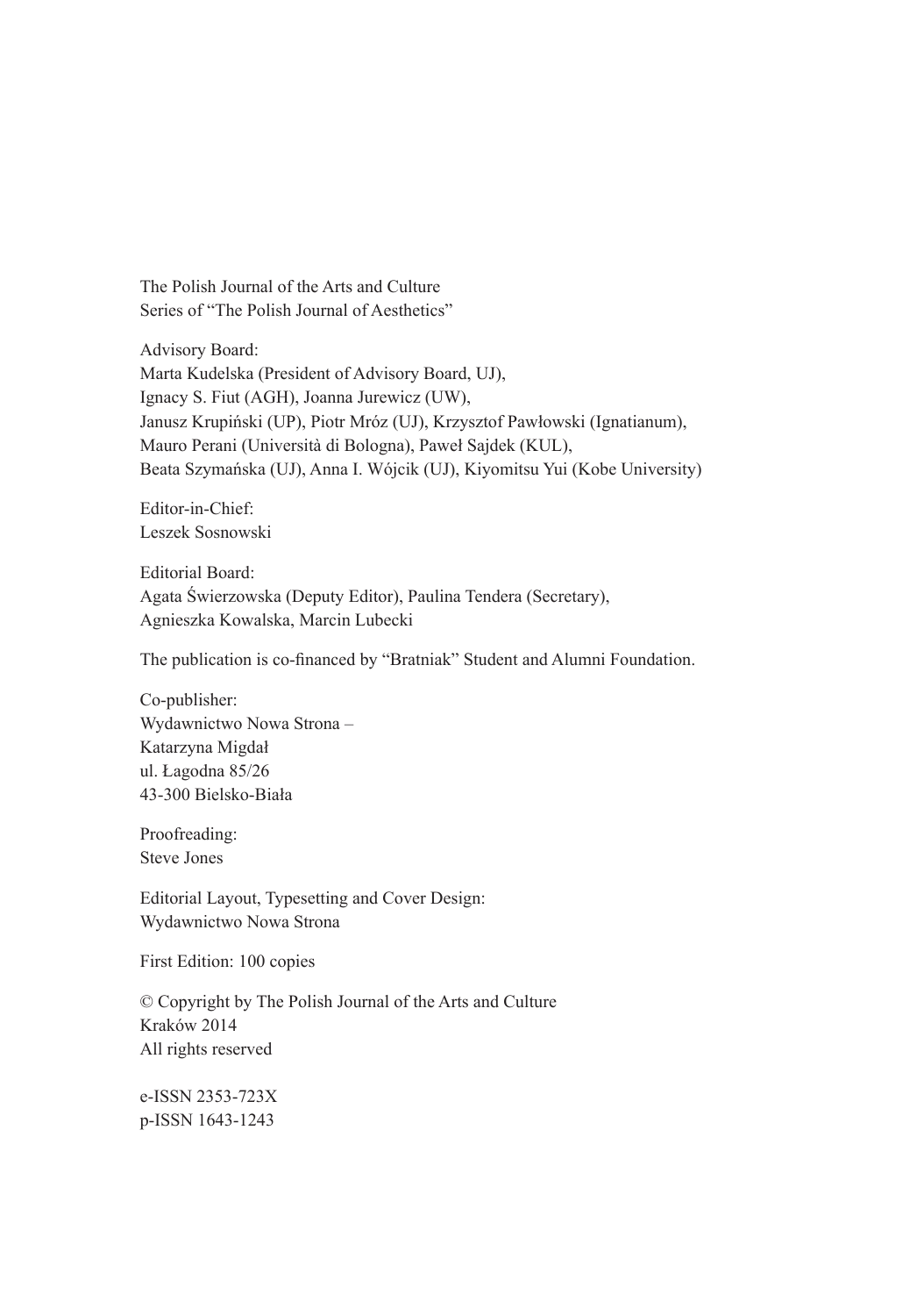The Polish Journal of the Arts and Culture
Series of "The Polish Journal of Aesthetics"

Advisory Board:
Marta Kudelska (President of Advisory Board, UJ),
Ignacy S. Fiut (AGH), Joanna Jurewicz (UW),
Janusz Krupiński (UP), Piotr Mróz (UJ), Krzysztof Pawłowski (Ignatianum),
Mauro Perani (Università di Bologna), Paweł Sajdek (KUL),
Beata Szymańska (UJ), Anna I. Wójcik (UJ), Kiyomitsu Yui (Kobe University)

Editor-in-Chief:
Leszek Sosnowski

Editorial Board:
Agata Świerzowska (Deputy Editor), Paulina Tendera (Secretary),
Agnieszka Kowalska, Marcin Lubecki

The publication is co-financed by "Bratniak" Student and Alumni Foundation.

Co-publisher:
Wydawnictwo Nowa Strona –
Katarzyna Migdał
ul. Łagodna 85/26
43-300 Bielsko-Biała

Proofreading:
Steve Jones

Editorial Layout, Typesetting and Cover Design:
Wydawnictwo Nowa Strona

First Edition: 100 copies

© Copyright by The Polish Journal of the Arts and Culture
Kraków 2014
All rights reserved

e-ISSN 2353-723X
p-ISSN 1643-1243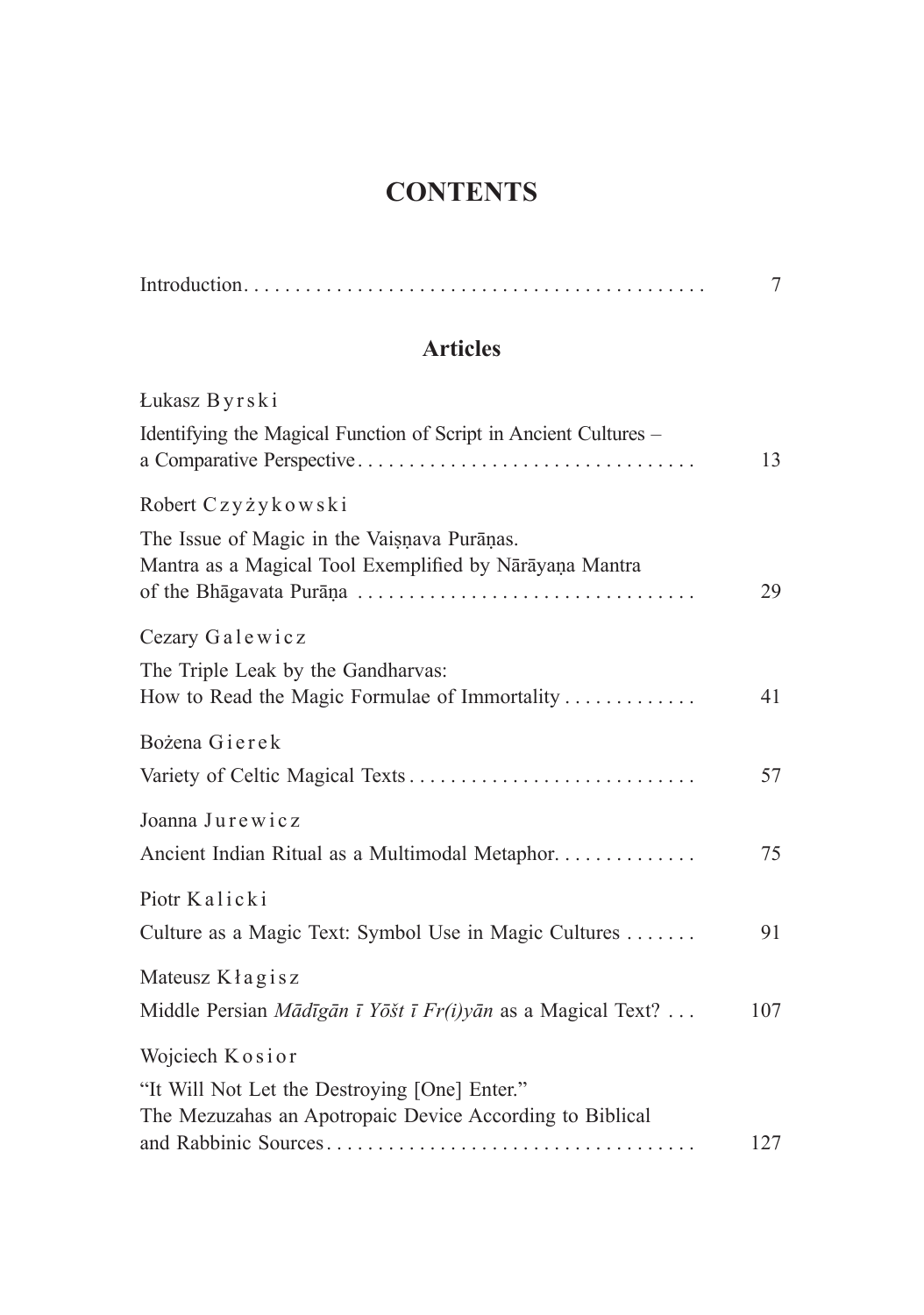# CONTENTS

Introduction. . . . . . . . . . . . . . . . . . . . . . . . . . . . . . . . . . . . . . . . . . . . . 7

## Articles

Łukasz Byrski

Identifying the Magical Function of Script in Ancient Cultures – a Comparative Perspective. . . . . . . . . . . . . . . . . . . . . . . . . . . . . . . . . 13

Robert Czyżykowski

The Issue of Magic in the Vaiṣṇava Purāṇas. Mantra as a Magical Tool Exemplified by Nārāyaṇa Mantra of the Bhāgavata Purāṇa . . . . . . . . . . . . . . . . . . . . . . . . . . . . . . . . . 29

Cezary Galewicz

The Triple Leak by the Gandharvas: How to Read the Magic Formulae of Immortality . . . . . . . . . . . . . 41

Bożena Gierek

Variety of Celtic Magical Texts . . . . . . . . . . . . . . . . . . . . . . . . . . . . 57

Joanna Jurewicz

Ancient Indian Ritual as a Multimodal Metaphor. . . . . . . . . . . . . . 75

Piotr Kalicki

Culture as a Magic Text: Symbol Use in Magic Cultures . . . . . . . 91

Mateusz Kłagisz

Middle Persian *Mādīgān ī Yōšt ī Fr(i)yān* as a Magical Text? . . . 107

Wojciech Kosior

"It Will Not Let the Destroying [One] Enter." The Mezuzahas an Apotropaic Device According to Biblical and Rabbinic Sources. . . . . . . . . . . . . . . . . . . . . . . . . . . . . . . . . . . . . 127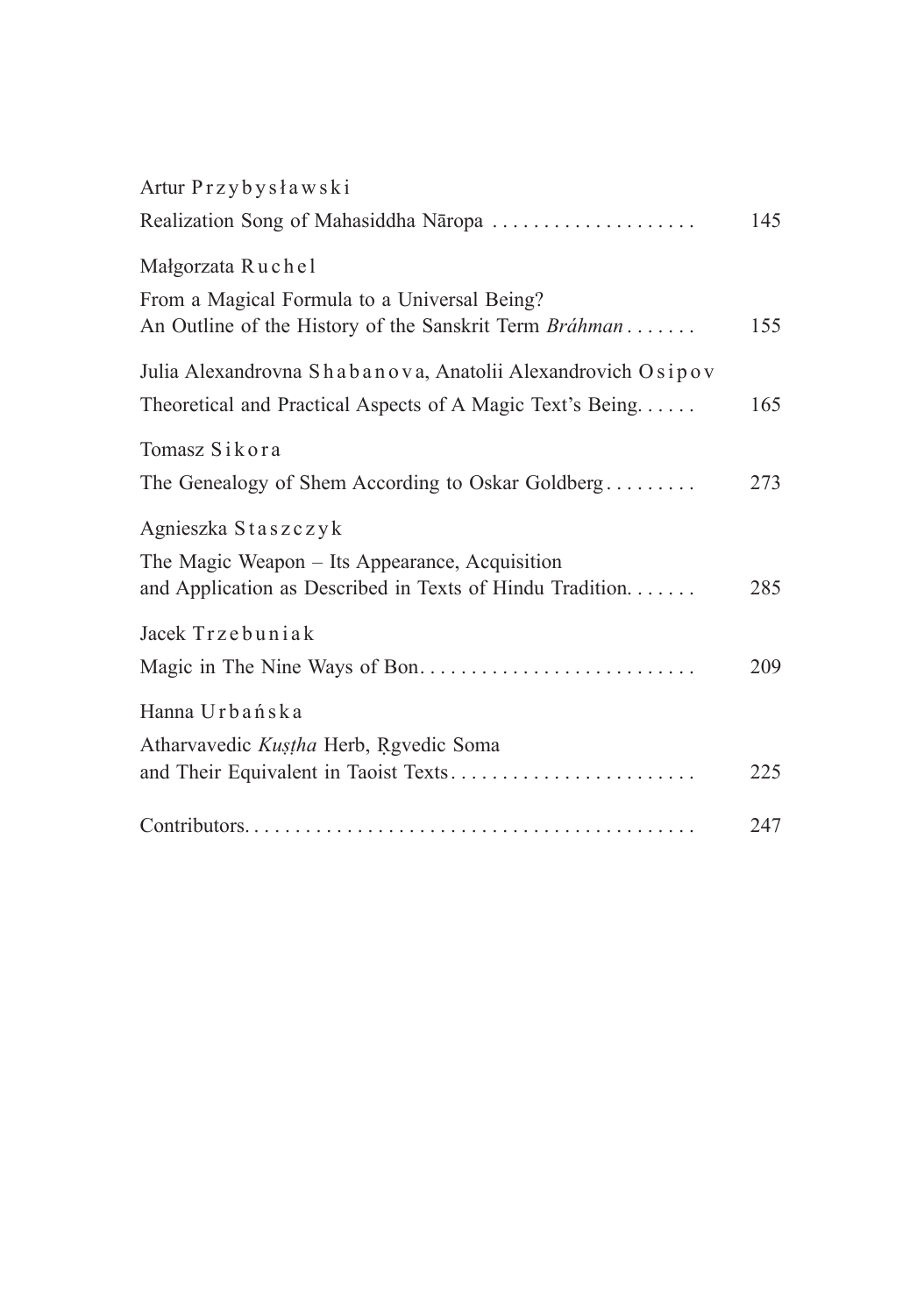Artur Przybysławski

Realization Song of Mahasiddha Nāropa .................... 145

Małgorzata Ruchel

From a Magical Formula to a Universal Being?
An Outline of the History of the Sanskrit Term *Bráhman* ....... 155

Julia Alexandrovna Shabanova, Anatolii Alexandrovich Osipov

Theoretical and Practical Aspects of A Magic Text's Being...... 165

Tomasz Sikora

The Genealogy of Shem According to Oskar Goldberg......... 273

Agnieszka Staszczyk

The Magic Weapon – Its Appearance, Acquisition
and Application as Described in Texts of Hindu Tradition....... 285

Jacek Trzebuniak

Magic in The Nine Ways of Bon........................... 209

Hanna Urbańska

Atharvavedic *Kuṣṭha* Herb, Ṛgvedic Soma
and Their Equivalent in Taoist Texts........................ 225

Contributors............................................ 247